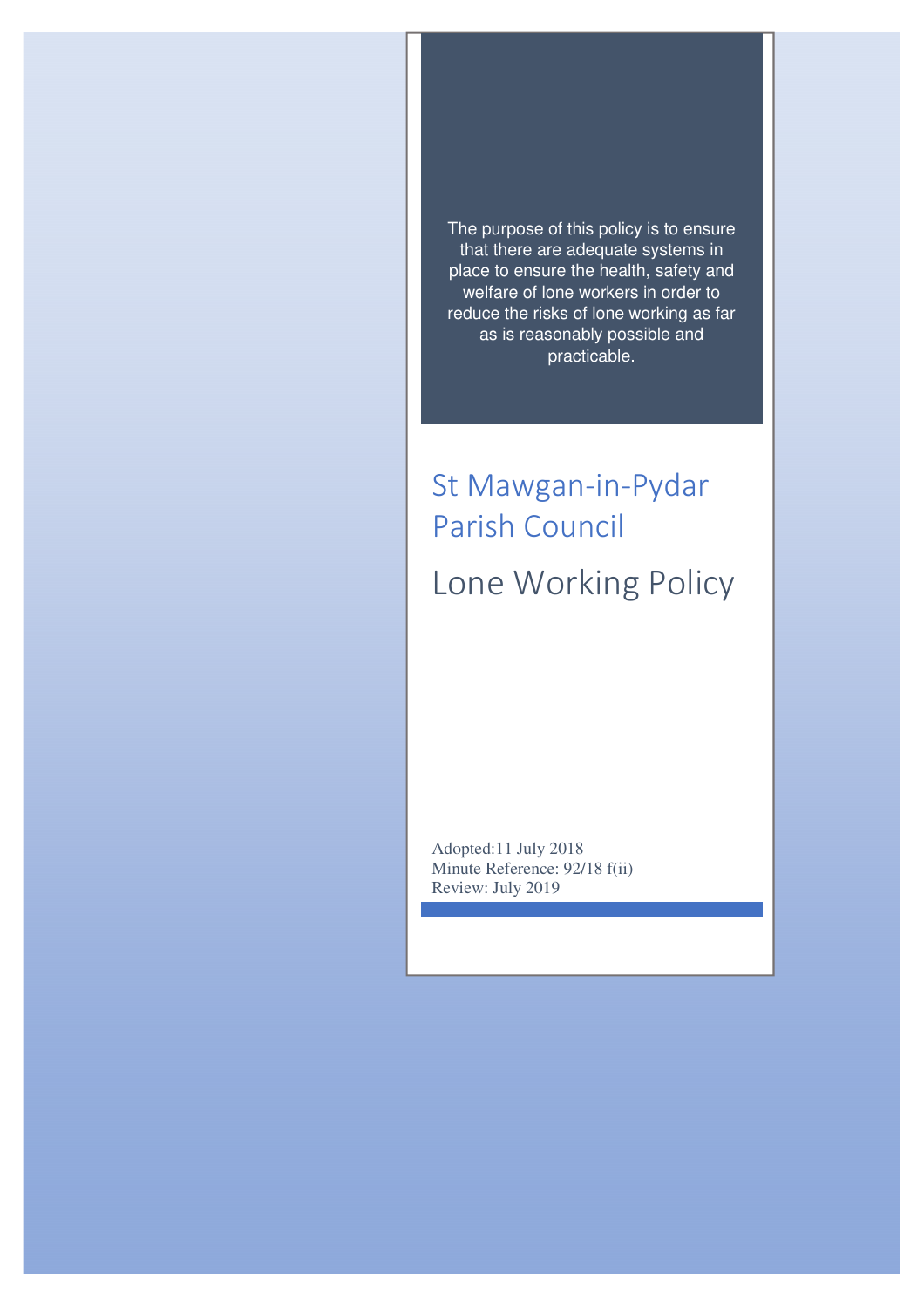The purpose of this policy is to ensure that there are adequate systems in place to ensure the health, safety and welfare of lone workers in order to reduce the risks of lone working as far as is reasonably possible and practicable.

# St Mawgan-in-Pydar Parish Council

# Lone Working Policy

Adopted:11 July 2018
Minute Reference: 92/18 f(ii)
Review: July 2019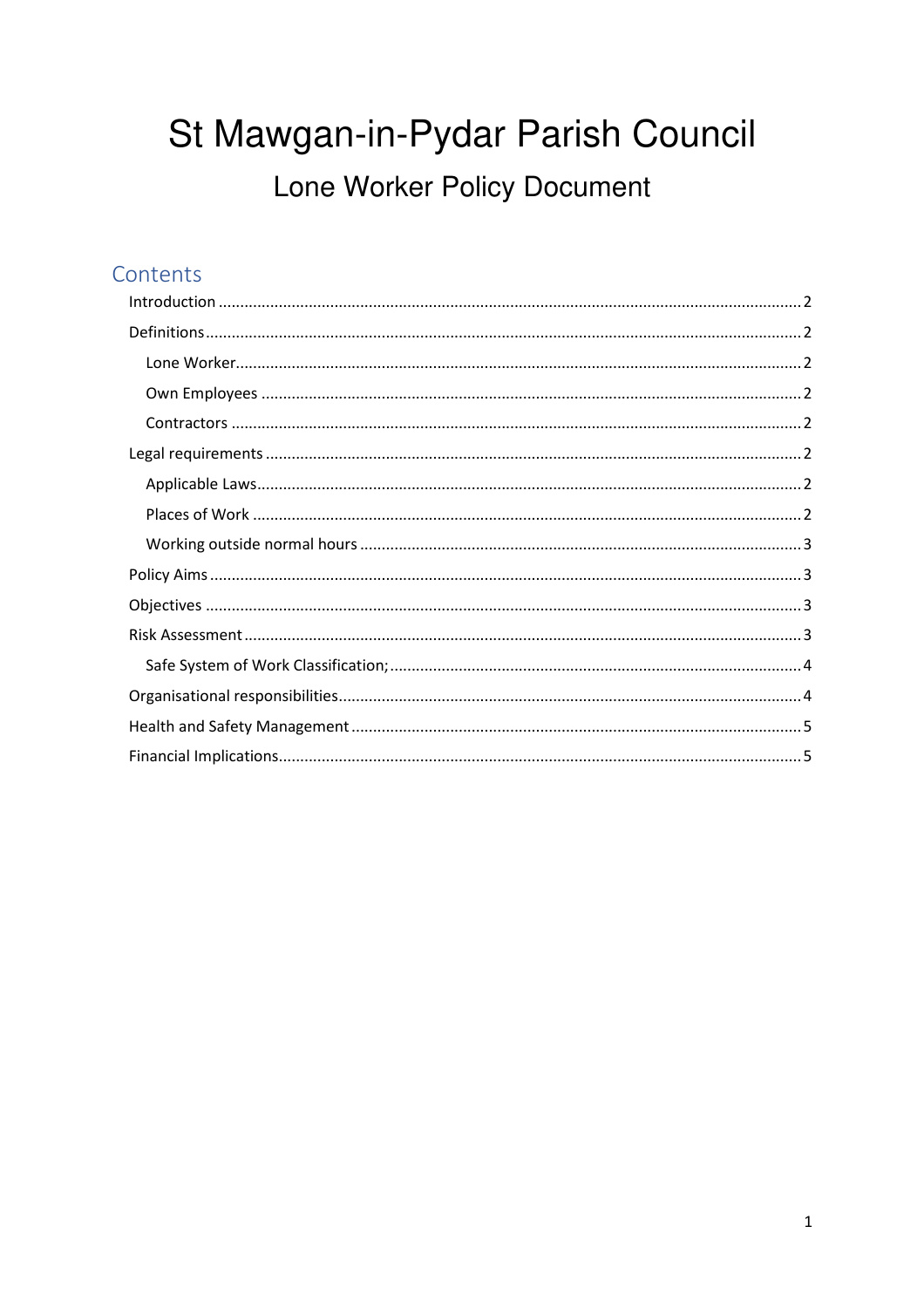# St Mawgan-in-Pydar Parish Council

## Lone Worker Policy Document

## Contents

- Introduction ..... 2
- Definitions ..... 2
  - Lone Worker ..... 2
  - Own Employees ..... 2
  - Contractors ..... 2
- Legal requirements ..... 2
  - Applicable Laws ..... 2
  - Places of Work ..... 2
  - Working outside normal hours ..... 3
- Policy Aims ..... 3
- Objectives ..... 3
- Risk Assessment ..... 3
  - Safe System of Work Classification; ..... 4
- Organisational responsibilities ..... 4
- Health and Safety Management ..... 5
- Financial Implications ..... 5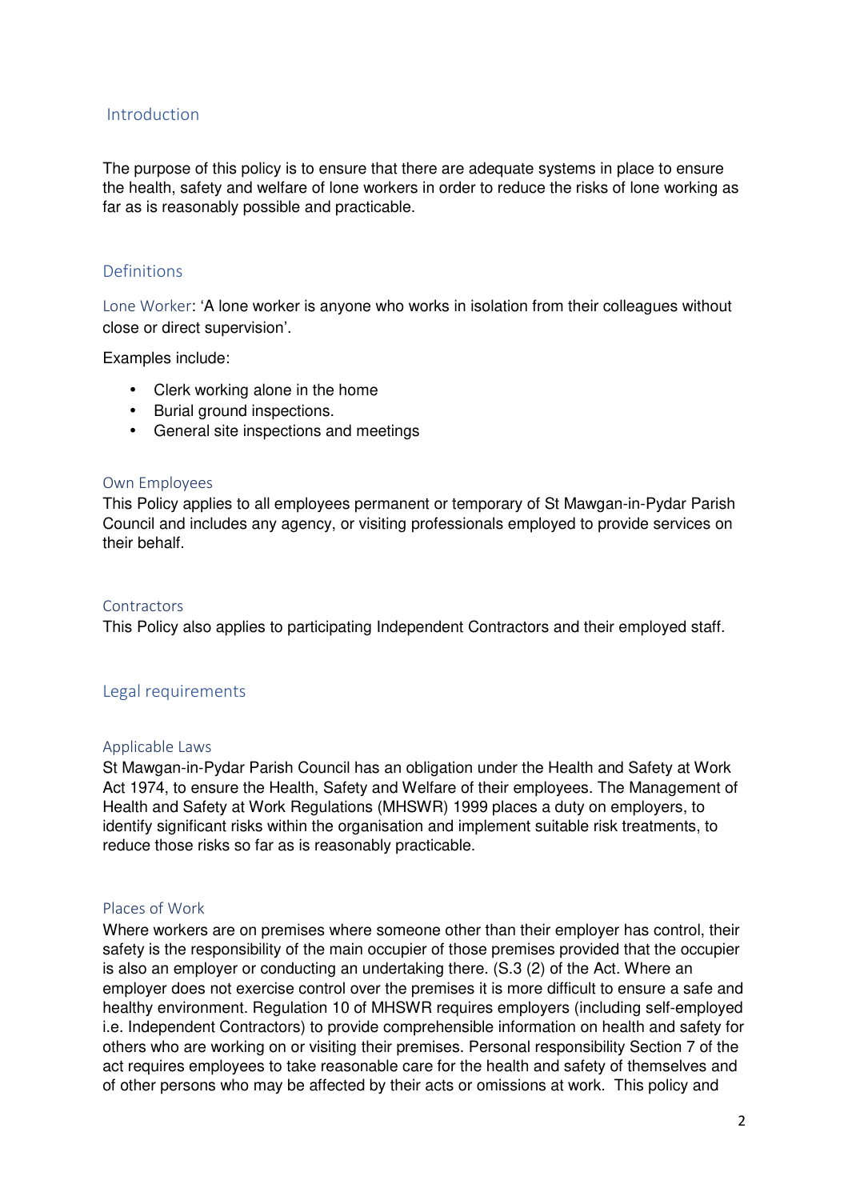## Introduction

The purpose of this policy is to ensure that there are adequate systems in place to ensure the health, safety and welfare of lone workers in order to reduce the risks of lone working as far as is reasonably possible and practicable.

## Definitions

Lone Worker: 'A lone worker is anyone who works in isolation from their colleagues without close or direct supervision'.

Examples include:

- Clerk working alone in the home
- Burial ground inspections.
- General site inspections and meetings

### Own Employees

This Policy applies to all employees permanent or temporary of St Mawgan-in-Pydar Parish Council and includes any agency, or visiting professionals employed to provide services on their behalf.

### Contractors

This Policy also applies to participating Independent Contractors and their employed staff.

## Legal requirements

### Applicable Laws

St Mawgan-in-Pydar Parish Council has an obligation under the Health and Safety at Work Act 1974, to ensure the Health, Safety and Welfare of their employees. The Management of Health and Safety at Work Regulations (MHSWR) 1999 places a duty on employers, to identify significant risks within the organisation and implement suitable risk treatments, to reduce those risks so far as is reasonably practicable.

### Places of Work

Where workers are on premises where someone other than their employer has control, their safety is the responsibility of the main occupier of those premises provided that the occupier is also an employer or conducting an undertaking there. (S.3 (2) of the Act. Where an employer does not exercise control over the premises it is more difficult to ensure a safe and healthy environment. Regulation 10 of MHSWR requires employers (including self-employed i.e. Independent Contractors) to provide comprehensible information on health and safety for others who are working on or visiting their premises. Personal responsibility Section 7 of the act requires employees to take reasonable care for the health and safety of themselves and of other persons who may be affected by their acts or omissions at work. This policy and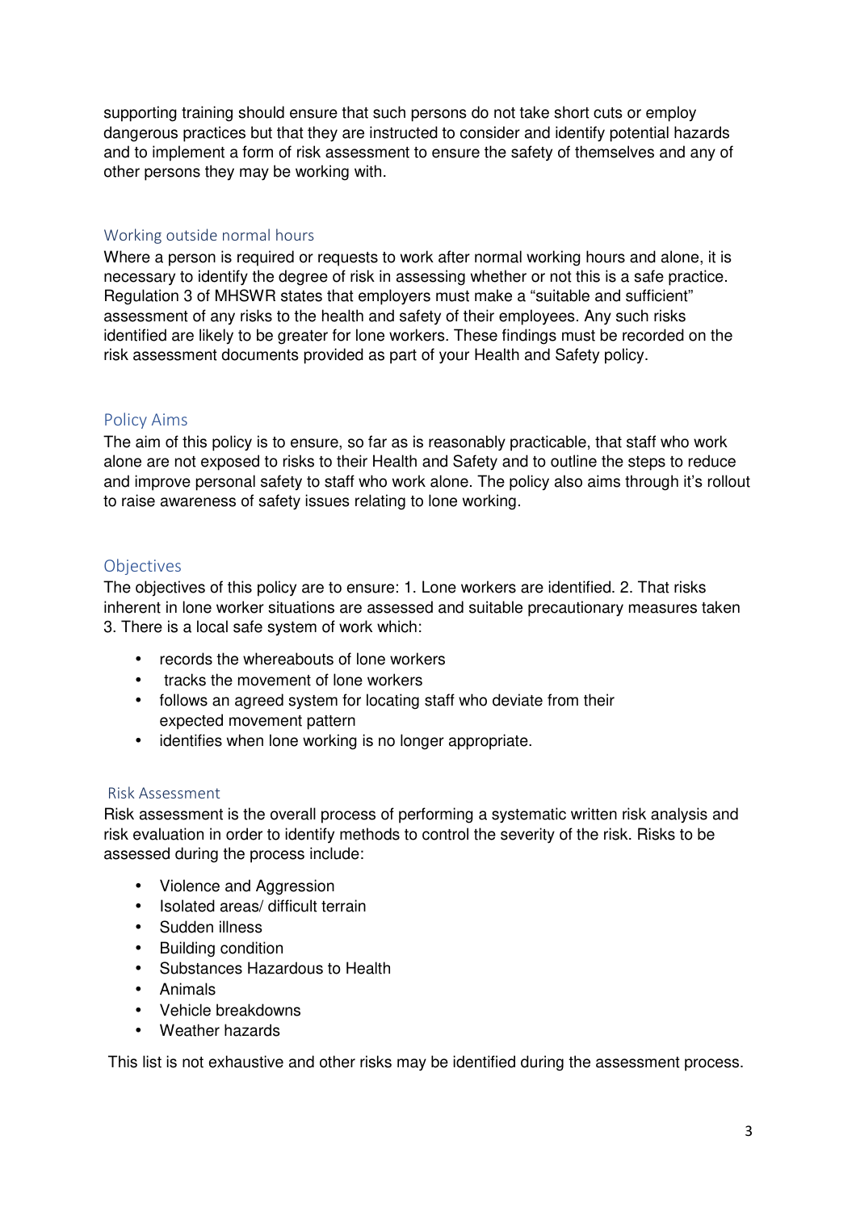supporting training should ensure that such persons do not take short cuts or employ dangerous practices but that they are instructed to consider and identify potential hazards and to implement a form of risk assessment to ensure the safety of themselves and any of other persons they may be working with.

## Working outside normal hours

Where a person is required or requests to work after normal working hours and alone, it is necessary to identify the degree of risk in assessing whether or not this is a safe practice. Regulation 3 of MHSWR states that employers must make a "suitable and sufficient" assessment of any risks to the health and safety of their employees. Any such risks identified are likely to be greater for lone workers. These findings must be recorded on the risk assessment documents provided as part of your Health and Safety policy.

## Policy Aims

The aim of this policy is to ensure, so far as is reasonably practicable, that staff who work alone are not exposed to risks to their Health and Safety and to outline the steps to reduce and improve personal safety to staff who work alone. The policy also aims through it's rollout to raise awareness of safety issues relating to lone working.

## Objectives

The objectives of this policy are to ensure: 1. Lone workers are identified. 2. That risks inherent in lone worker situations are assessed and suitable precautionary measures taken 3. There is a local safe system of work which:

- records the whereabouts of lone workers
- tracks the movement of lone workers
- follows an agreed system for locating staff who deviate from their expected movement pattern
- identifies when lone working is no longer appropriate.

## Risk Assessment

Risk assessment is the overall process of performing a systematic written risk analysis and risk evaluation in order to identify methods to control the severity of the risk. Risks to be assessed during the process include:

- Violence and Aggression
- Isolated areas/ difficult terrain
- Sudden illness
- Building condition
- Substances Hazardous to Health
- Animals
- Vehicle breakdowns
- Weather hazards

This list is not exhaustive and other risks may be identified during the assessment process.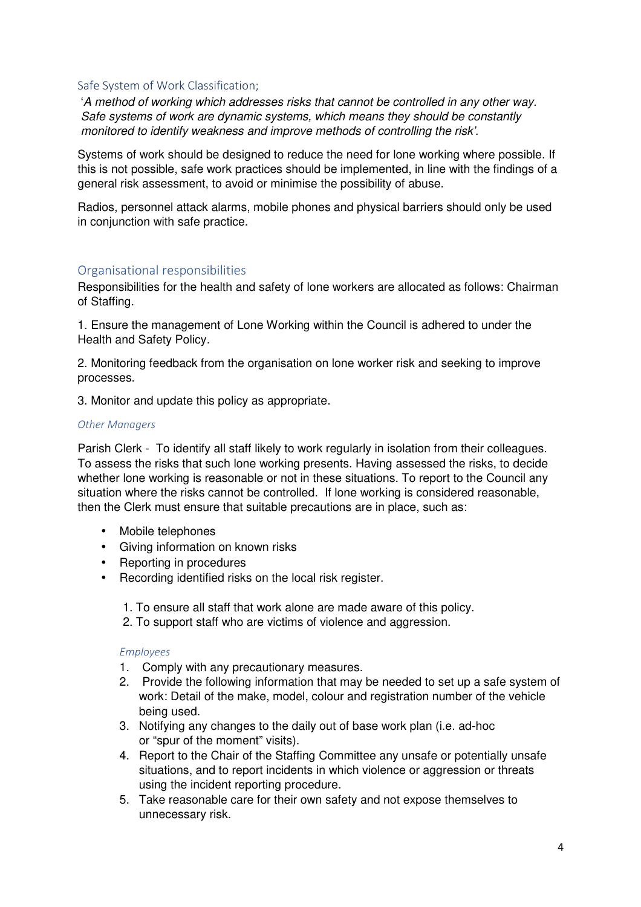## Safe System of Work Classification;

'*A method of working which addresses risks that cannot be controlled in any other way. Safe systems of work are dynamic systems, which means they should be constantly monitored to identify weakness and improve methods of controlling the risk'.*

Systems of work should be designed to reduce the need for lone working where possible. If this is not possible, safe work practices should be implemented, in line with the findings of a general risk assessment, to avoid or minimise the possibility of abuse.

Radios, personnel attack alarms, mobile phones and physical barriers should only be used in conjunction with safe practice.

## Organisational responsibilities

Responsibilities for the health and safety of lone workers are allocated as follows: Chairman of Staffing.

1. Ensure the management of Lone Working within the Council is adhered to under the Health and Safety Policy.

2. Monitoring feedback from the organisation on lone worker risk and seeking to improve processes.

3. Monitor and update this policy as appropriate.

### *Other Managers*

Parish Clerk - To identify all staff likely to work regularly in isolation from their colleagues. To assess the risks that such lone working presents. Having assessed the risks, to decide whether lone working is reasonable or not in these situations. To report to the Council any situation where the risks cannot be controlled. If lone working is considered reasonable, then the Clerk must ensure that suitable precautions are in place, such as:

- Mobile telephones
- Giving information on known risks
- Reporting in procedures
- Recording identified risks on the local risk register.

1. To ensure all staff that work alone are made aware of this policy.
2. To support staff who are victims of violence and aggression.

### *Employees*

1. Comply with any precautionary measures.
2. Provide the following information that may be needed to set up a safe system of work: Detail of the make, model, colour and registration number of the vehicle being used.
3. Notifying any changes to the daily out of base work plan (i.e. ad-hoc or "spur of the moment" visits).
4. Report to the Chair of the Staffing Committee any unsafe or potentially unsafe situations, and to report incidents in which violence or aggression or threats using the incident reporting procedure.
5. Take reasonable care for their own safety and not expose themselves to unnecessary risk.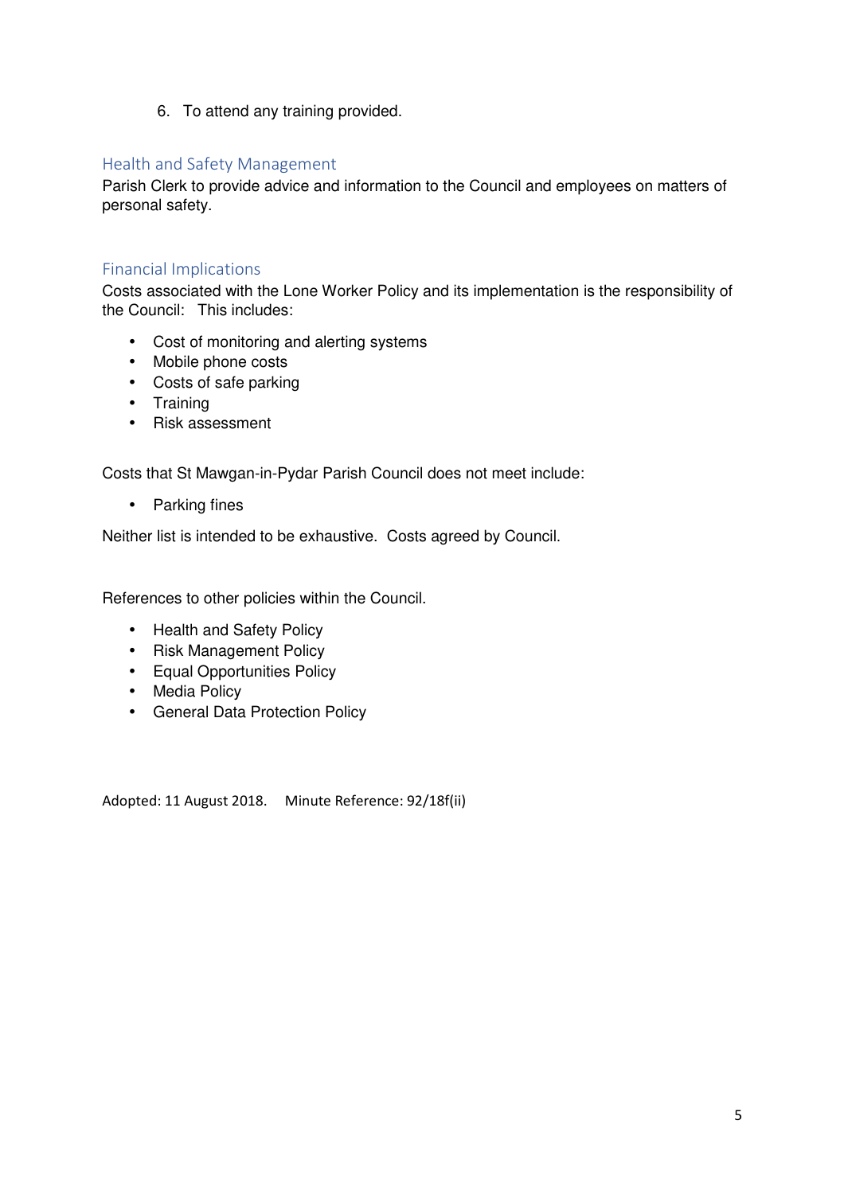6. To attend any training provided.

## Health and Safety Management

Parish Clerk to provide advice and information to the Council and employees on matters of personal safety.

## Financial Implications

Costs associated with the Lone Worker Policy and its implementation is the responsibility of the Council: This includes:

- Cost of monitoring and alerting systems
- Mobile phone costs
- Costs of safe parking
- Training
- Risk assessment

Costs that St Mawgan-in-Pydar Parish Council does not meet include:

- Parking fines

Neither list is intended to be exhaustive. Costs agreed by Council.

References to other policies within the Council.

- Health and Safety Policy
- Risk Management Policy
- Equal Opportunities Policy
- Media Policy
- General Data Protection Policy

Adopted: 11 August 2018. Minute Reference: 92/18f(ii)